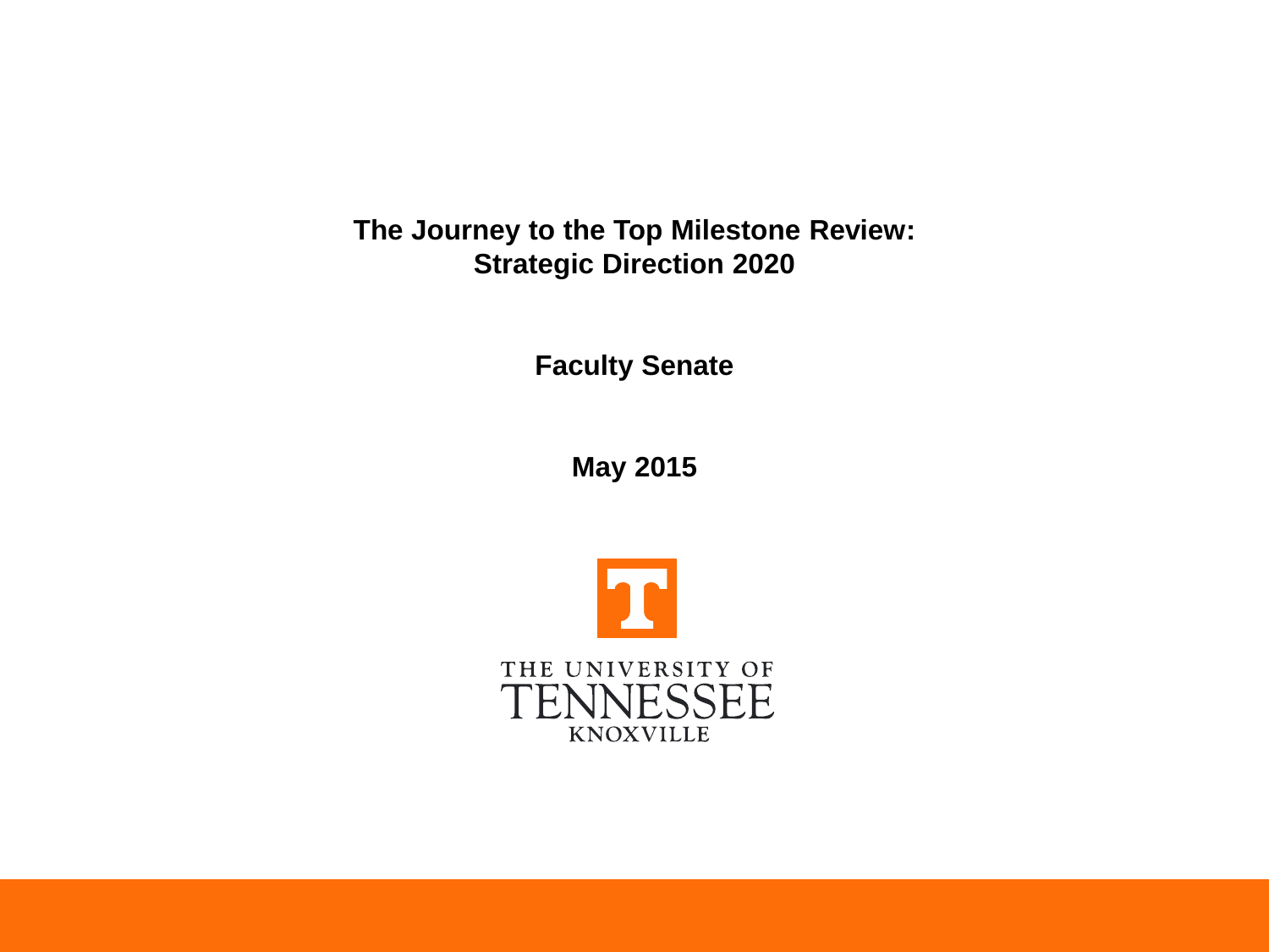# The Journey to the Top Milestone Review: Strategic Direction 2020

**Faculty Senate**

**May 2015**

THE UNIVERSITY OF TENNESSEE KNOXVILLE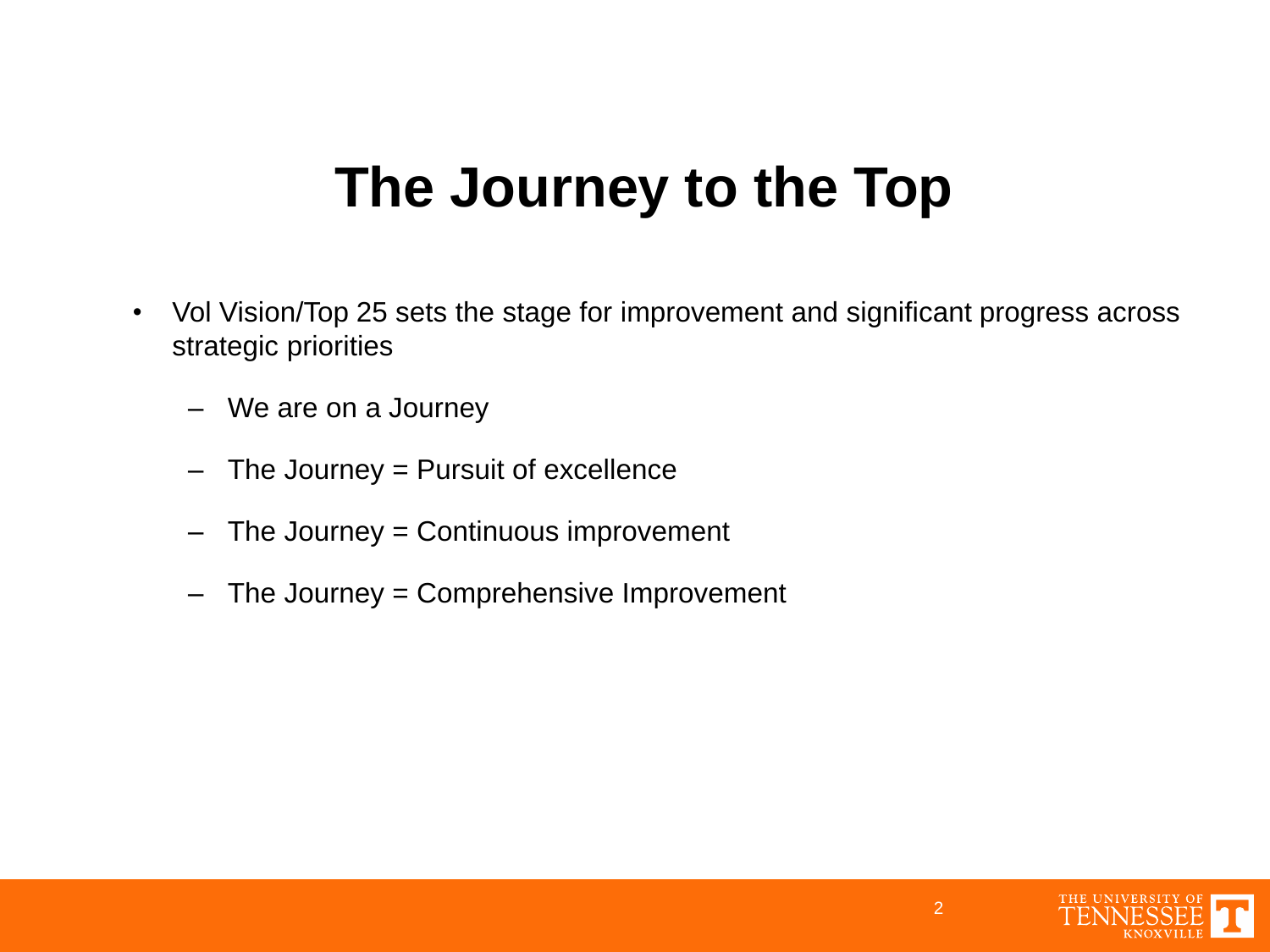# The Journey to the Top

- Vol Vision/Top 25 sets the stage for improvement and significant progress across strategic priorities
  - We are on a Journey
  - The Journey = Pursuit of excellence
  - The Journey = Continuous improvement
  - The Journey = Comprehensive Improvement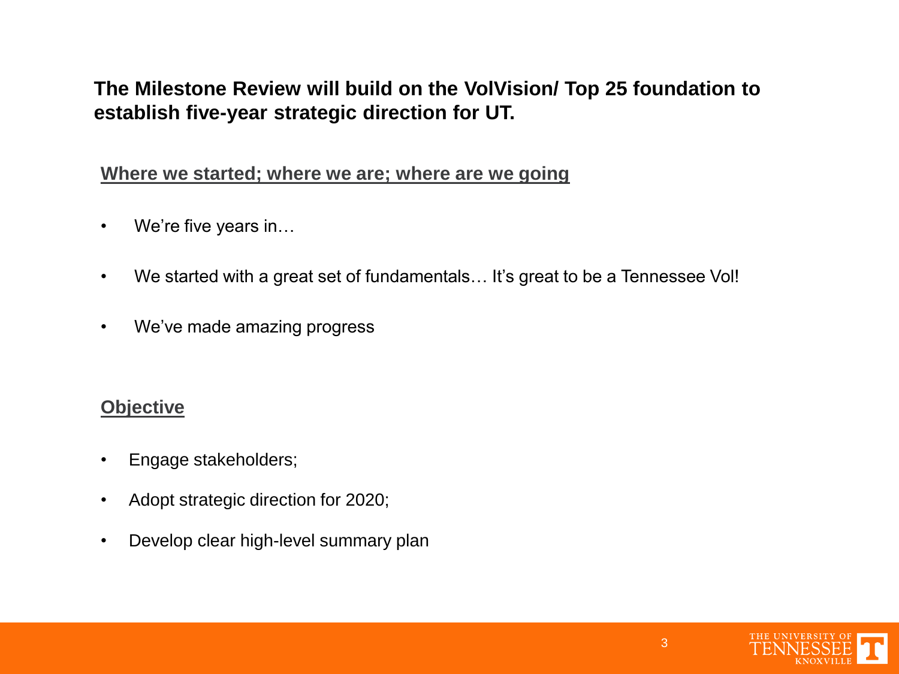## The Milestone Review will build on the VolVision/ Top 25 foundation to establish five-year strategic direction for UT.

### Where we started; where we are; where are we going

- We're five years in…
- We started with a great set of fundamentals… It's great to be a Tennessee Vol!
- We've made amazing progress

### Objective

- Engage stakeholders;
- Adopt strategic direction for 2020;
- Develop clear high-level summary plan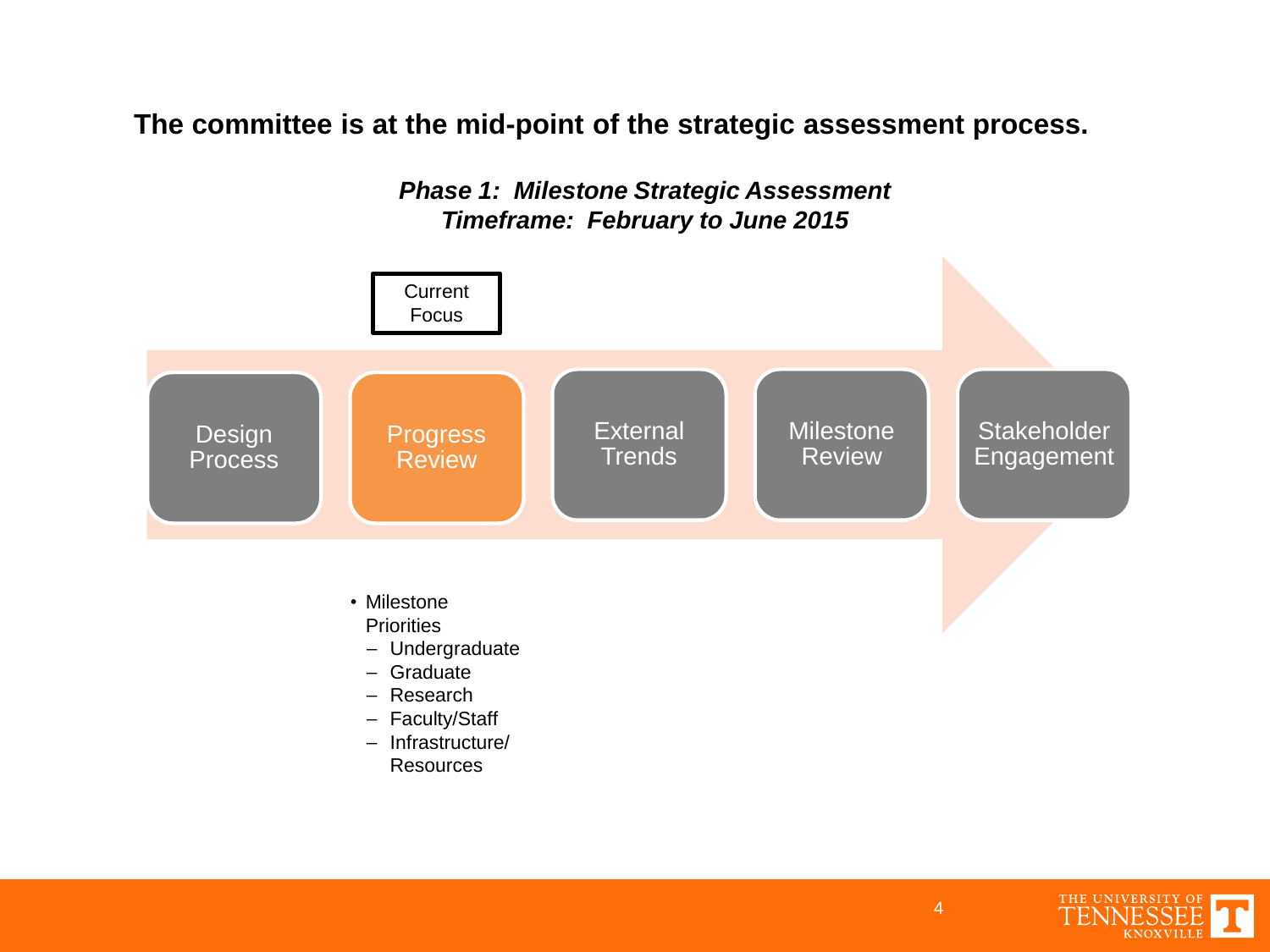**The committee is at the mid-point of the strategic assessment process.**

***Phase 1: Milestone Strategic Assessment***
***Timeframe: February to June 2015***

Current Focus

Design Process → **Progress Review** → External Trends → Milestone Review → Stakeholder Engagement

- Milestone Priorities
  - Undergraduate
  - Graduate
  - Research
  - Faculty/Staff
  - Infrastructure/ Resources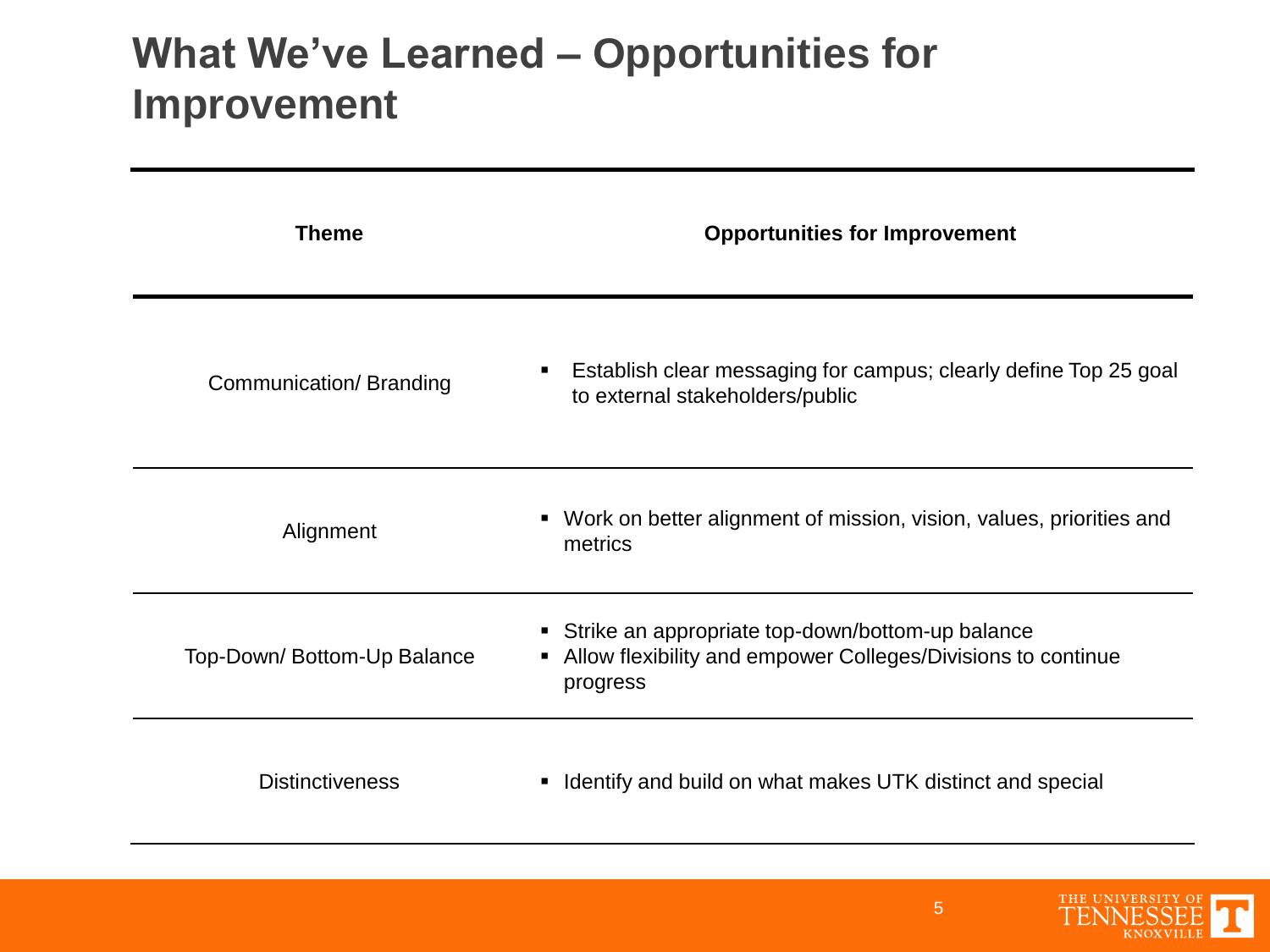# What We've Learned – Opportunities for Improvement

| Theme | Opportunities for Improvement |
|---|---|
| Communication/ Branding | ▪ Establish clear messaging for campus; clearly define Top 25 goal to external stakeholders/public |
| Alignment | ▪ Work on better alignment of mission, vision, values, priorities and metrics |
| Top-Down/ Bottom-Up Balance | ▪ Strike an appropriate top-down/bottom-up balance<br>▪ Allow flexibility and empower Colleges/Divisions to continue progress |
| Distinctiveness | ▪ Identify and build on what makes UTK distinct and special |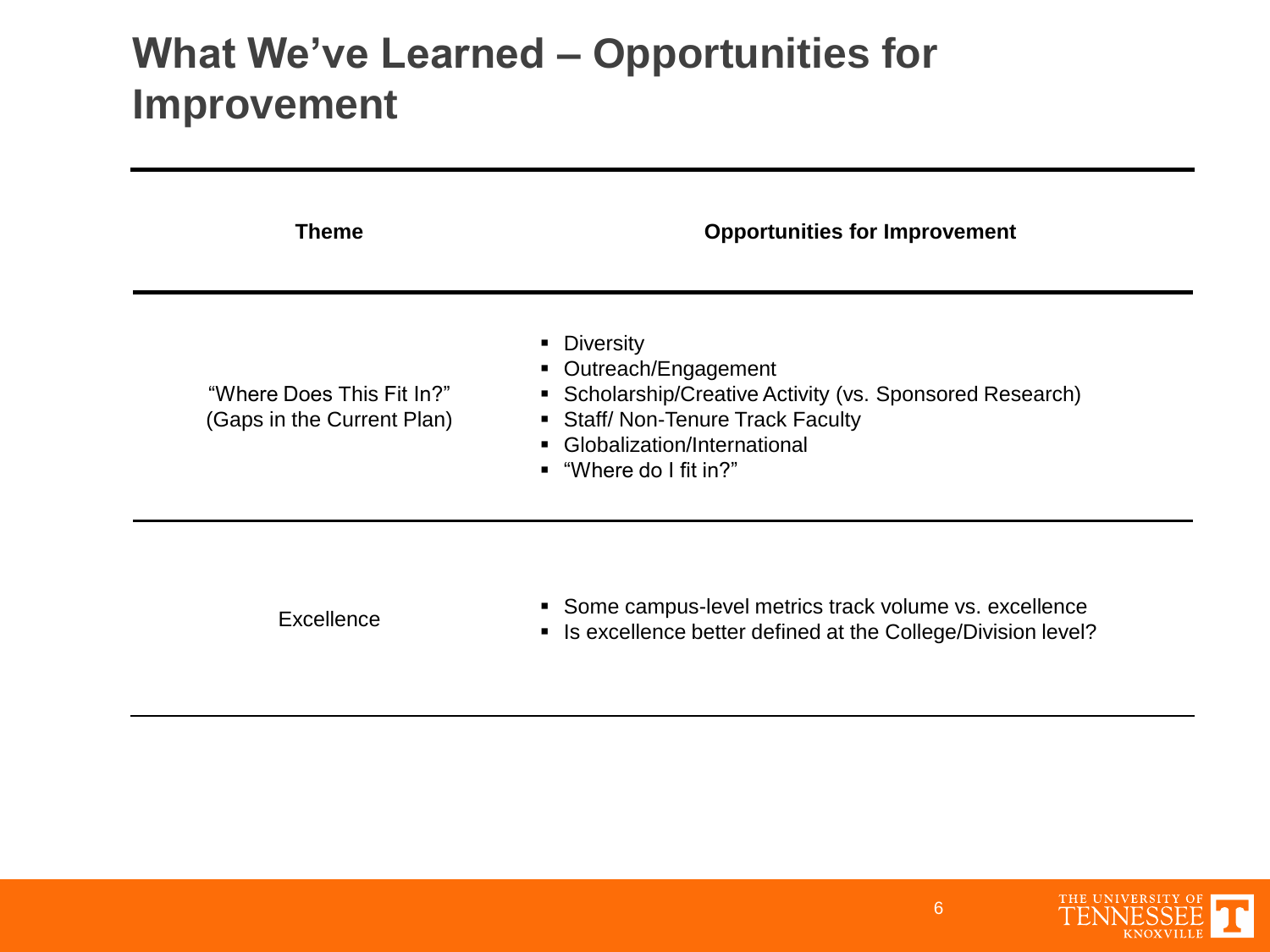# What We've Learned – Opportunities for Improvement

| Theme | Opportunities for Improvement |
| --- | --- |
| "Where Does This Fit In?" (Gaps in the Current Plan) | ▪ Diversity<br>▪ Outreach/Engagement<br>▪ Scholarship/Creative Activity (vs. Sponsored Research)<br>▪ Staff/ Non-Tenure Track Faculty<br>▪ Globalization/International<br>▪ "Where do I fit in?" |
| Excellence | ▪ Some campus-level metrics track volume vs. excellence<br>▪ Is excellence better defined at the College/Division level? |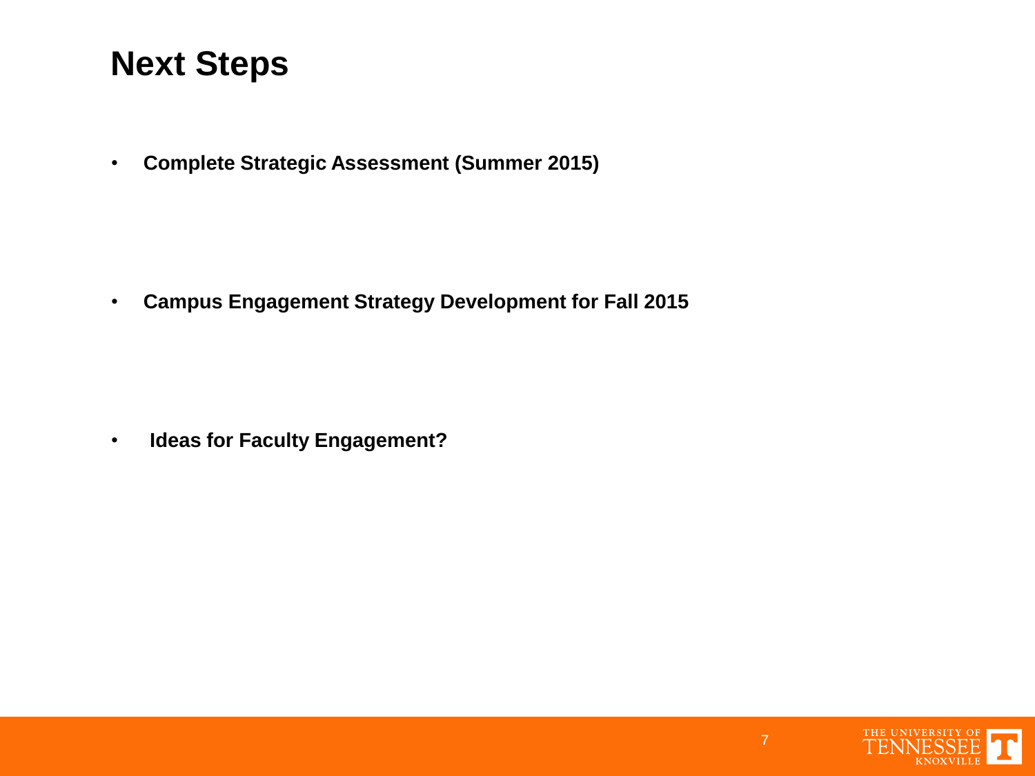# Next Steps

- **Complete Strategic Assessment (Summer 2015)**

- **Campus Engagement Strategy Development for Fall 2015**

- **Ideas for Faculty Engagement?**